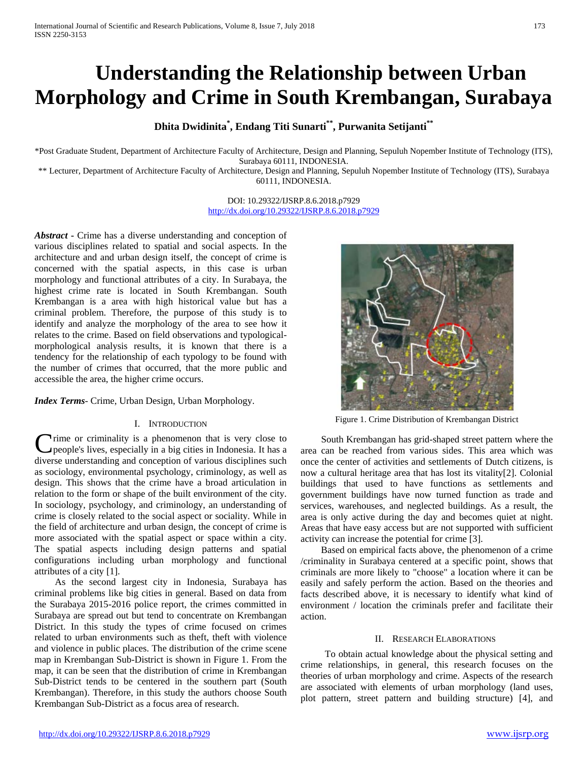# Understanding the Relationship between Urban Morphology and Crime in South Krembangan, Surabaya

**Dhita Dwidinita[*], Endang Titi Sunarti[**], Purwanita Setijanti[**]**

*Post Graduate Student, Department of Architecture Faculty of Architecture, Design and Planning, Sepuluh Nopember Institute of Technology (ITS), Surabaya 60111, INDONESIA.

** Lecturer, Department of Architecture Faculty of Architecture, Design and Planning, Sepuluh Nopember Institute of Technology (ITS), Surabaya 60111, INDONESIA.

DOI: 10.29322/IJSRP.8.6.2018.p7929
http://dx.doi.org/10.29322/IJSRP.8.6.2018.p7929

***Abstract*** - Crime has a diverse understanding and conception of various disciplines related to spatial and social aspects. In the architecture and and urban design itself, the concept of crime is concerned with the spatial aspects, in this case is urban morphology and functional attributes of a city. In Surabaya, the highest crime rate is located in South Krembangan. South Krembangan is a area with high historical value but has a criminal problem. Therefore, the purpose of this study is to identify and analyze the morphology of the area to see how it relates to the crime. Based on field observations and typological-morphological analysis results, it is known that there is a tendency for the relationship of each typology to be found with the number of crimes that occurred, that the more public and accessible the area, the higher crime occurs.

***Index Terms***- Crime, Urban Design, Urban Morphology.

## I. Introduction

Crime or criminality is a phenomenon that is very close to people's lives, especially in a big cities in Indonesia. It has a diverse understanding and conception of various disciplines such as sociology, environmental psychology, criminology, as well as design. This shows that the crime have a broad articulation in relation to the form or shape of the built environment of the city. In sociology, psychology, and criminology, an understanding of crime is closely related to the social aspect or sociality. While in the field of architecture and urban design, the concept of crime is more associated with the spatial aspect or space within a city. The spatial aspects including design patterns and spatial configurations including urban morphology and functional attributes of a city [1].

As the second largest city in Indonesia, Surabaya has criminal problems like big cities in general. Based on data from the Surabaya 2015-2016 police report, the crimes committed in Surabaya are spread out but tend to concentrate on Krembangan District. In this study the types of crime focused on crimes related to urban environments such as theft, theft with violence and violence in public places. The distribution of the crime scene map in Krembangan Sub-District is shown in Figure 1. From the map, it can be seen that the distribution of crime in Krembangan Sub-District tends to be centered in the southern part (South Krembangan). Therefore, in this study the authors choose South Krembangan Sub-District as a focus area of research.

Figure 1. Crime Distribution of Krembangan District

South Krembangan has grid-shaped street pattern where the area can be reached from various sides. This area which was once the center of activities and settlements of Dutch citizens, is now a cultural heritage area that has lost its vitality[2]. Colonial buildings that used to have functions as settlements and government buildings have now turned function as trade and services, warehouses, and neglected buildings. As a result, the area is only active during the day and becomes quiet at night. Areas that have easy access but are not supported with sufficient activity can increase the potential for crime [3].

Based on empirical facts above, the phenomenon of a crime /criminality in Surabaya centered at a specific point, shows that criminals are more likely to "choose" a location where it can be easily and safely perform the action. Based on the theories and facts described above, it is necessary to identify what kind of environment / location the criminals prefer and facilitate their action.

## II. Research Elaborations

To obtain actual knowledge about the physical setting and crime relationships, in general, this research focuses on the theories of urban morphology and crime. Aspects of the research are associated with elements of urban morphology (land uses, plot pattern, street pattern and building structure) [4], and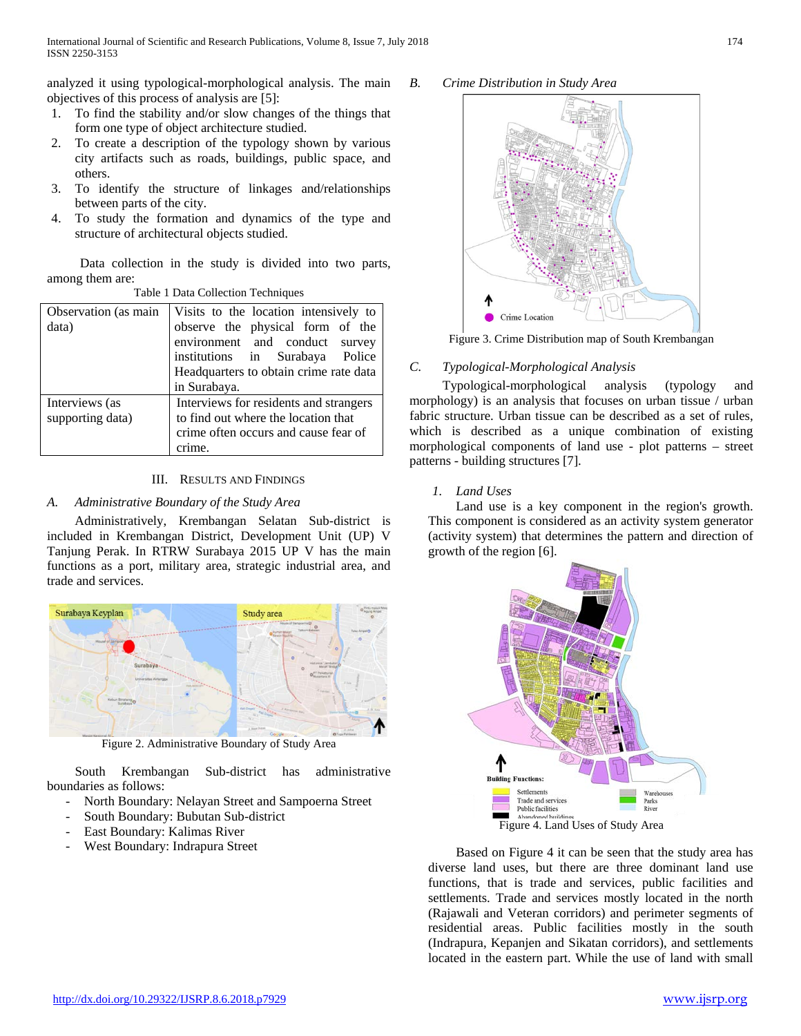analyzed it using typological-morphological analysis. The main objectives of this process of analysis are [5]:

1. To find the stability and/or slow changes of the things that form one type of object architecture studied.
2. To create a description of the typology shown by various city artifacts such as roads, buildings, public space, and others.
3. To identify the structure of linkages and/relationships between parts of the city.
4. To study the formation and dynamics of the type and structure of architectural objects studied.

Data collection in the study is divided into two parts, among them are:

Table 1 Data Collection Techniques

| | |
|---|---|
| Observation (as main data) | Visits to the location intensively to observe the physical form of the environment and conduct survey institutions in Surabaya Police Headquarters to obtain crime rate data in Surabaya. |
| Interviews (as supporting data) | Interviews for residents and strangers to find out where the location that crime often occurs and cause fear of crime. |

## III. Results and Findings

### A. *Administrative Boundary of the Study Area*

Administratively, Krembangan Selatan Sub-district is included in Krembangan District, Development Unit (UP) V Tanjung Perak. In RTRW Surabaya 2015 UP V has the main functions as a port, military area, strategic industrial area, and trade and services.

Figure 2. Administrative Boundary of Study Area

South Krembangan Sub-district has administrative boundaries as follows:

- North Boundary: Nelayan Street and Sampoerna Street
- South Boundary: Bubutan Sub-district
- East Boundary: Kalimas River
- West Boundary: Indrapura Street

### B. *Crime Distribution in Study Area*

Figure 3. Crime Distribution map of South Krembangan

### C. *Typological-Morphological Analysis*

Typological-morphological analysis (typology and morphology) is an analysis that focuses on urban tissue / urban fabric structure. Urban tissue can be described as a set of rules, which is described as a unique combination of existing morphological components of land use - plot patterns – street patterns - building structures [7].

#### 1. *Land Uses*

Land use is a key component in the region's growth. This component is considered as an activity system generator (activity system) that determines the pattern and direction of growth of the region [6].

Figure 4. Land Uses of Study Area

Based on Figure 4 it can be seen that the study area has diverse land uses, but there are three dominant land use functions, that is trade and services, public facilities and settlements. Trade and services mostly located in the north (Rajawali and Veteran corridors) and perimeter segments of residential areas. Public facilities mostly in the south (Indrapura, Kepanjen and Sikatan corridors), and settlements located in the eastern part. While the use of land with small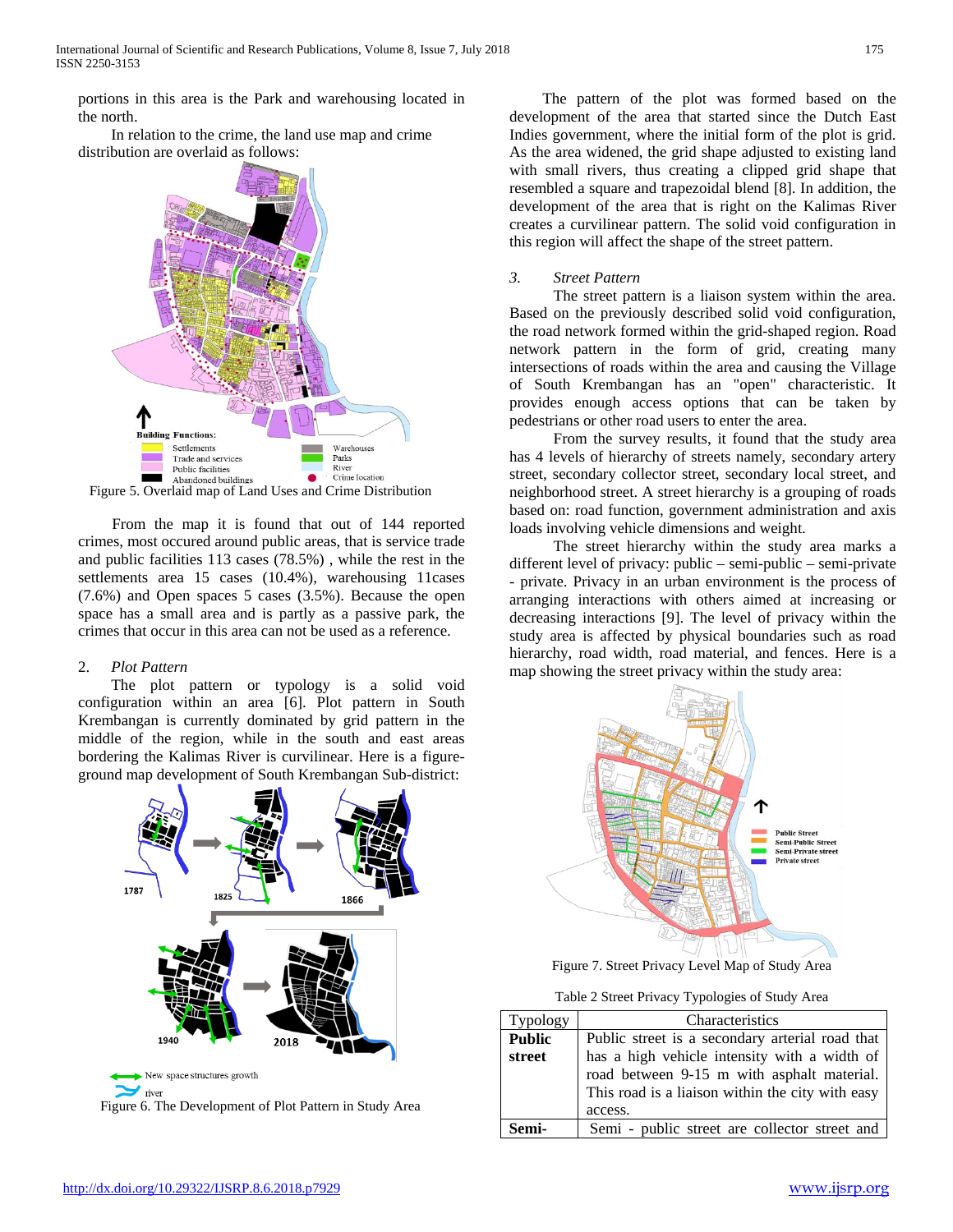portions in this area is the Park and warehousing located in the north.

In relation to the crime, the land use map and crime distribution are overlaid as follows:

Figure 5. Overlaid map of Land Uses and Crime Distribution

From the map it is found that out of 144 reported crimes, most occured around public areas, that is service trade and public facilities 113 cases (78.5%) , while the rest in the settlements area 15 cases (10.4%), warehousing 11cases (7.6%) and Open spaces 5 cases (3.5%). Because the open space has a small area and is partly as a passive park, the crimes that occur in this area can not be used as a reference.

2. *Plot Pattern*

The plot pattern or typology is a solid void configuration within an area [6]. Plot pattern in South Krembangan is currently dominated by grid pattern in the middle of the region, while in the south and east areas bordering the Kalimas River is curvilinear. Here is a figure-ground map development of South Krembangan Sub-district:

Figure 6. The Development of Plot Pattern in Study Area

The pattern of the plot was formed based on the development of the area that started since the Dutch East Indies government, where the initial form of the plot is grid. As the area widened, the grid shape adjusted to existing land with small rivers, thus creating a clipped grid shape that resembled a square and trapezoidal blend [8]. In addition, the development of the area that is right on the Kalimas River creates a curvilinear pattern. The solid void configuration in this region will affect the shape of the street pattern.

3. *Street Pattern*

The street pattern is a liaison system within the area. Based on the previously described solid void configuration, the road network formed within the grid-shaped region. Road network pattern in the form of grid, creating many intersections of roads within the area and causing the Village of South Krembangan has an "open" characteristic. It provides enough access options that can be taken by pedestrians or other road users to enter the area.

From the survey results, it found that the study area has 4 levels of hierarchy of streets namely, secondary artery street, secondary collector street, secondary local street, and neighborhood street. A street hierarchy is a grouping of roads based on: road function, government administration and axis loads involving vehicle dimensions and weight.

The street hierarchy within the study area marks a different level of privacy: public – semi-public – semi-private - private. Privacy in an urban environment is the process of arranging interactions with others aimed at increasing or decreasing interactions [9]. The level of privacy within the study area is affected by physical boundaries such as road hierarchy, road width, road material, and fences. Here is a map showing the street privacy within the study area:

Figure 7. Street Privacy Level Map of Study Area

Table 2 Street Privacy Typologies of Study Area

| Typology | Characteristics |
|---|---|
| **Public street** | Public street is a secondary arterial road that has a high vehicle intensity with a width of road between 9-15 m with asphalt material. This road is a liaison within the city with easy access. |
| **Semi-** | Semi - public street are collector street and |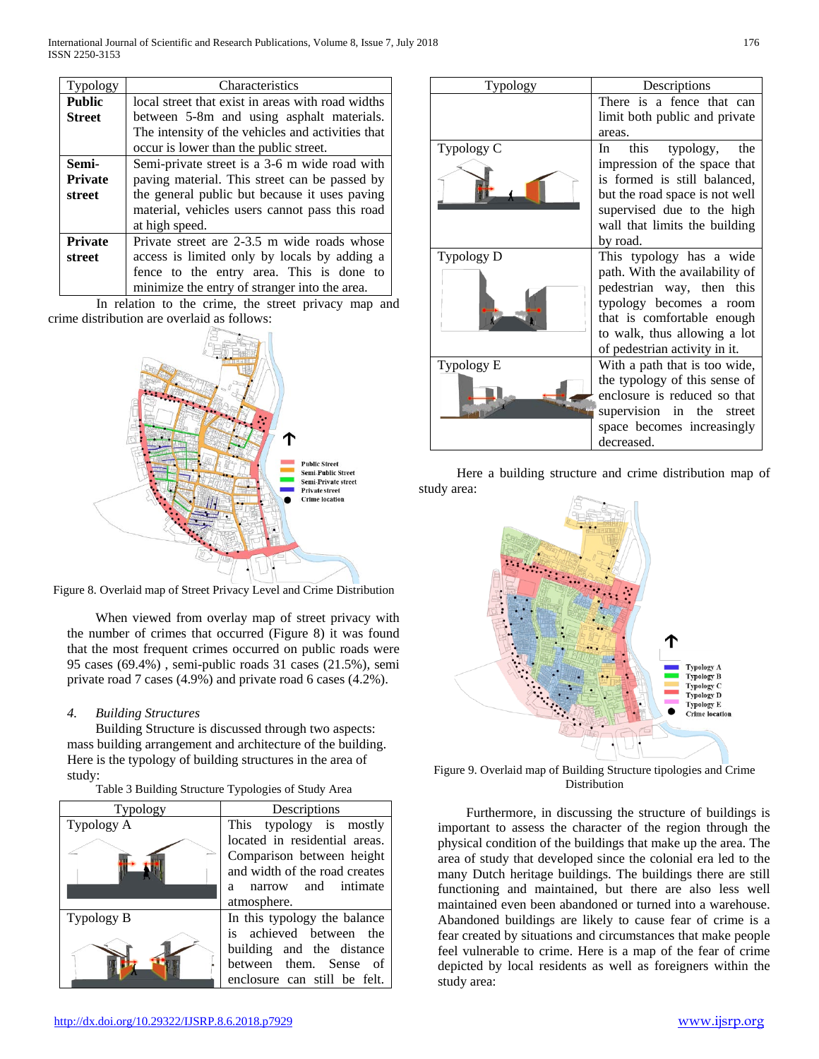| Typology | Characteristics |
|---|---|
| **Public Street** | local street that exist in areas with road widths between 5-8m and using asphalt materials. The intensity of the vehicles and activities that occur is lower than the public street. |
| **Semi-Private street** | Semi-private street is a 3-6 m wide road with paving material. This street can be passed by the general public but because it uses paving material, vehicles users cannot pass this road at high speed. |
| **Private street** | Private street are 2-3.5 m wide roads whose access is limited only by locals by adding a fence to the entry area. This is done to minimize the entry of stranger into the area. |

In relation to the crime, the street privacy map and crime distribution are overlaid as follows:

Figure 8. Overlaid map of Street Privacy Level and Crime Distribution

When viewed from overlay map of street privacy with the number of crimes that occurred (Figure 8) it was found that the most frequent crimes occurred on public roads were 95 cases (69.4%) , semi-public roads 31 cases (21.5%), semi private road 7 cases (4.9%) and private road 6 cases (4.2%).

*4. Building Structures*

Building Structure is discussed through two aspects: mass building arrangement and architecture of the building. Here is the typology of building structures in the area of study:

Table 3 Building Structure Typologies of Study Area

| Typology | Descriptions |
|---|---|
| Typology A | This typology is mostly located in residential areas. Comparison between height and width of the road creates a narrow and intimate atmosphere. |
| Typology B | In this typology the balance is achieved between the building and the distance between them. Sense of enclosure can still be felt. There is a fence that can limit both public and private areas. |
| Typology C | In this typology, the impression of the space that is formed is still balanced, but the road space is not well supervised due to the high wall that limits the building by road. |
| Typology D | This typology has a wide path. With the availability of pedestrian way, then this typology becomes a room that is comfortable enough to walk, thus allowing a lot of pedestrian activity in it. |
| Typology E | With a path that is too wide, the typology of this sense of enclosure is reduced so that supervision in the street space becomes increasingly decreased. |

Here a building structure and crime distribution map of study area:

Figure 9. Overlaid map of Building Structure tipologies and Crime Distribution

Furthermore, in discussing the structure of buildings is important to assess the character of the region through the physical condition of the buildings that make up the area. The area of study that developed since the colonial era led to the many Dutch heritage buildings. The buildings there are still functioning and maintained, but there are also less well maintained even been abandoned or turned into a warehouse. Abandoned buildings are likely to cause fear of crime is a fear created by situations and circumstances that make people feel vulnerable to crime. Here is a map of the fear of crime depicted by local residents as well as foreigners within the study area: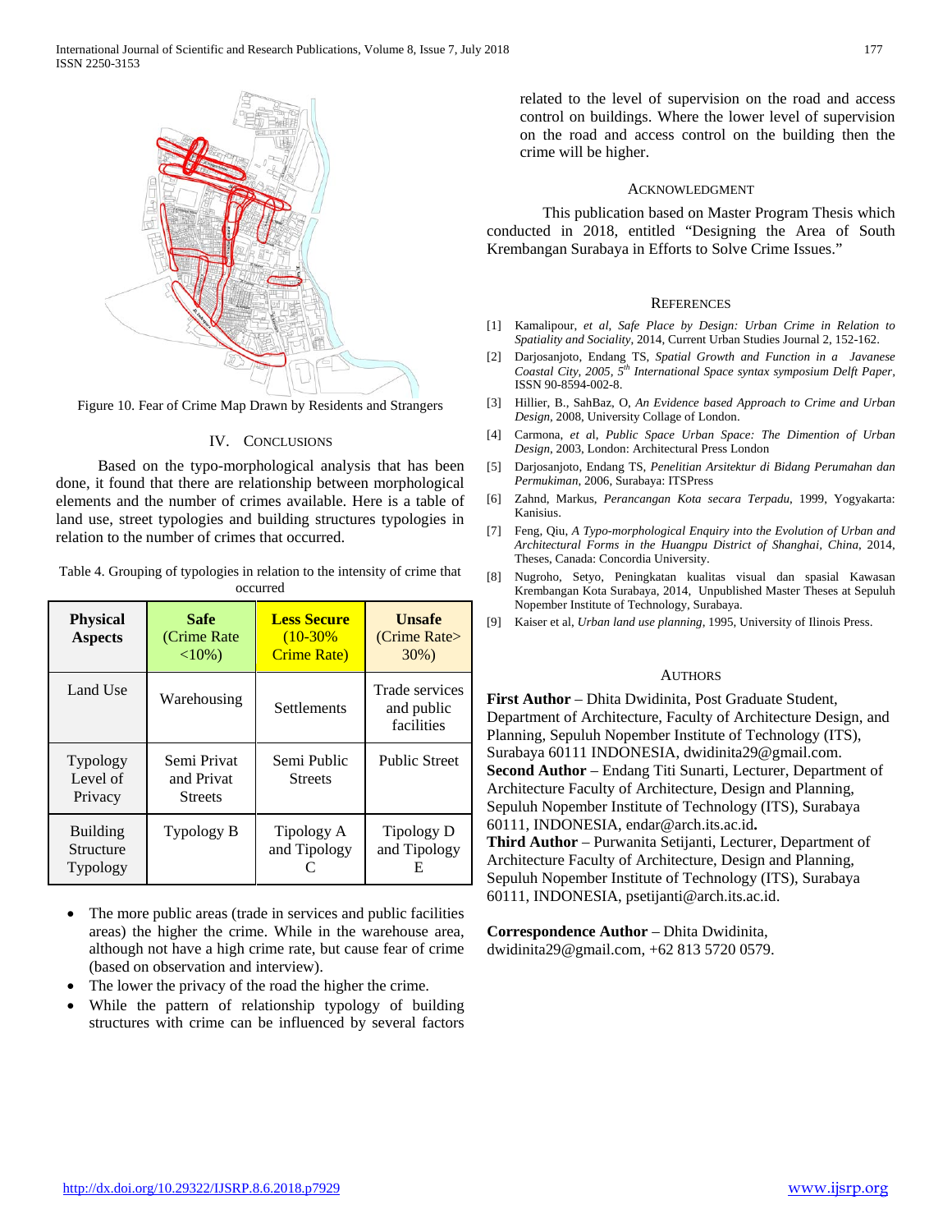Figure 10. Fear of Crime Map Drawn by Residents and Strangers

## IV. Conclusions

Based on the typo-morphological analysis that has been done, it found that there are relationship between morphological elements and the number of crimes available. Here is a table of land use, street typologies and building structures typologies in relation to the number of crimes that occurred.

Table 4. Grouping of typologies in relation to the intensity of crime that occurred

| **Physical Aspects** | **Safe** (Crime Rate <10%) | **Less Secure** (10-30% Crime Rate) | **Unsafe** (Crime Rate> 30%) |
|---|---|---|---|
| Land Use | Warehousing | Settlements | Trade services and public facilities |
| Typology Level of Privacy | Semi Privat and Privat Streets | Semi Public Streets | Public Street |
| Building Structure Typology | Typology B | Tipology A and Tipology C | Tipology D and Tipology E |

- The more public areas (trade in services and public facilities areas) the higher the crime. While in the warehouse area, although not have a high crime rate, but cause fear of crime (based on observation and interview).
- The lower the privacy of the road the higher the crime.
- While the pattern of relationship typology of building structures with crime can be influenced by several factors related to the level of supervision on the road and access control on buildings. Where the lower level of supervision on the road and access control on the building then the crime will be higher.

## Acknowledgment

This publication based on Master Program Thesis which conducted in 2018, entitled "Designing the Area of South Krembangan Surabaya in Efforts to Solve Crime Issues."

## References

[1] Kamalipour, *et al*, *Safe Place by Design: Urban Crime in Relation to Spatiality and Sociality*, 2014, Current Urban Studies Journal 2, 152-162.

[2] Darjosanjoto, Endang TS, *Spatial Growth and Function in a Javanese Coastal City, 2005, 5th International Space syntax symposium Delft Paper*, ISSN 90-8594-002-8.

[3] Hillier, B., SahBaz, O, *An Evidence based Approach to Crime and Urban Design*, 2008, University Collage of London.

[4] Carmona, *et al*, *Public Space Urban Space: The Dimention of Urban Design*, 2003, London: Architectural Press London

[5] Darjosanjoto, Endang TS, *Penelitian Arsitektur di Bidang Perumahan dan Permukiman*, 2006, Surabaya: ITSPress

[6] Zahnd, Markus, *Perancangan Kota secara Terpadu*, 1999, Yogyakarta: Kanisius.

[7] Feng, Qiu, *A Typo-morphological Enquiry into the Evolution of Urban and Architectural Forms in the Huangpu District of Shanghai, China*, 2014, Theses, Canada: Concordia University.

[8] Nugroho, Setyo, Peningkatan kualitas visual dan spasial Kawasan Krembangan Kota Surabaya, 2014, Unpublished Master Theses at Sepuluh Nopember Institute of Technology, Surabaya.

[9] Kaiser et al, *Urban land use planning*, 1995, University of Ilinois Press.

## Authors

**First Author** – Dhita Dwidinita, Post Graduate Student, Department of Architecture, Faculty of Architecture Design, and Planning, Sepuluh Nopember Institute of Technology (ITS), Surabaya 60111 INDONESIA, dwidinita29@gmail.com.

**Second Author** – Endang Titi Sunarti, Lecturer, Department of Architecture Faculty of Architecture, Design and Planning, Sepuluh Nopember Institute of Technology (ITS), Surabaya 60111, INDONESIA, endar@arch.its.ac.id**.**

**Third Author** – Purwanita Setijanti, Lecturer, Department of Architecture Faculty of Architecture, Design and Planning, Sepuluh Nopember Institute of Technology (ITS), Surabaya 60111, INDONESIA, psetijanti@arch.its.ac.id.

**Correspondence Author** – Dhita Dwidinita, dwidinita29@gmail.com, +62 813 5720 0579.